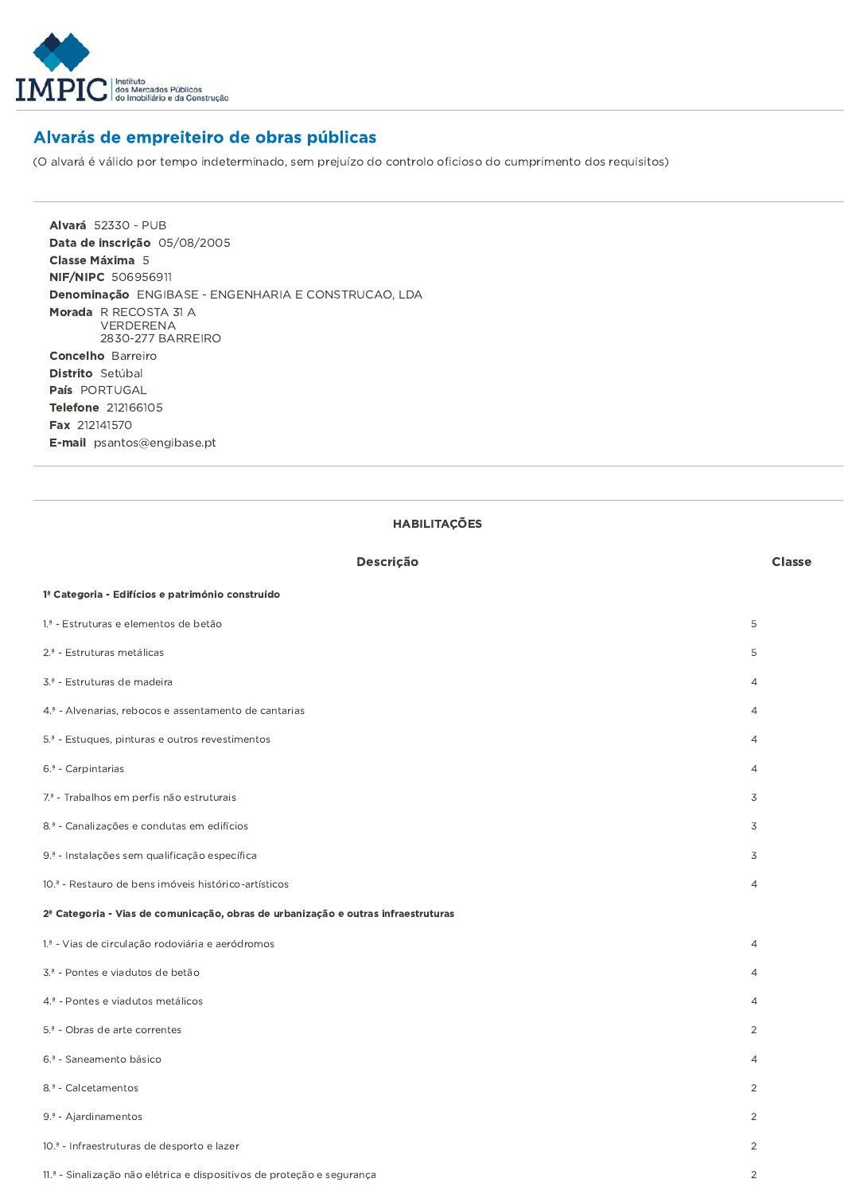# Alvarás de empreiteiro de obras públicas

(O alvará é válido por tempo indeterminado, sem prejuízo do controlo oficioso do cumprimento dos requisitos)

**Alvará** 52330 - PUB
**Data de inscrição** 05/08/2005
**Classe Máxima** 5
**NIF/NIPC** 506956911
**Denominação** ENGIBASE - ENGENHARIA E CONSTRUCAO, LDA
**Morada** R RECOSTA 31 A
VERDERENA
2830-277 BARREIRO
**Concelho** Barreiro
**Distrito** Setúbal
**País** PORTUGAL
**Telefone** 212166105
**Fax** 212141570
**E-mail** psantos@engibase.pt

## HABILITAÇÕES

| Descrição | Classe |
| --- | --- |
| **1ª Categoria - Edifícios e património construído** | |
| 1.ª - Estruturas e elementos de betão | 5 |
| 2.ª - Estruturas metálicas | 5 |
| 3.ª - Estruturas de madeira | 4 |
| 4.ª - Alvenarias, rebocos e assentamento de cantarias | 4 |
| 5.ª - Estuques, pinturas e outros revestimentos | 4 |
| 6.ª - Carpintarias | 4 |
| 7.ª - Trabalhos em perfis não estruturais | 3 |
| 8.ª - Canalizações e condutas em edifícios | 3 |
| 9.ª - Instalações sem qualificação específica | 3 |
| 10.ª - Restauro de bens imóveis histórico-artísticos | 4 |
| **2ª Categoria - Vias de comunicação, obras de urbanização e outras infraestruturas** | |
| 1.ª - Vias de circulação rodoviária e aeródromos | 4 |
| 3.ª - Pontes e viadutos de betão | 4 |
| 4.ª - Pontes e viadutos metálicos | 4 |
| 5.ª - Obras de arte correntes | 2 |
| 6.ª - Saneamento básico | 4 |
| 8.ª - Calcetamentos | 2 |
| 9.ª - Ajardinamentos | 2 |
| 10.ª - Infraestruturas de desporto e lazer | 2 |
| 11.ª - Sinalização não elétrica e dispositivos de proteção e segurança | 2 |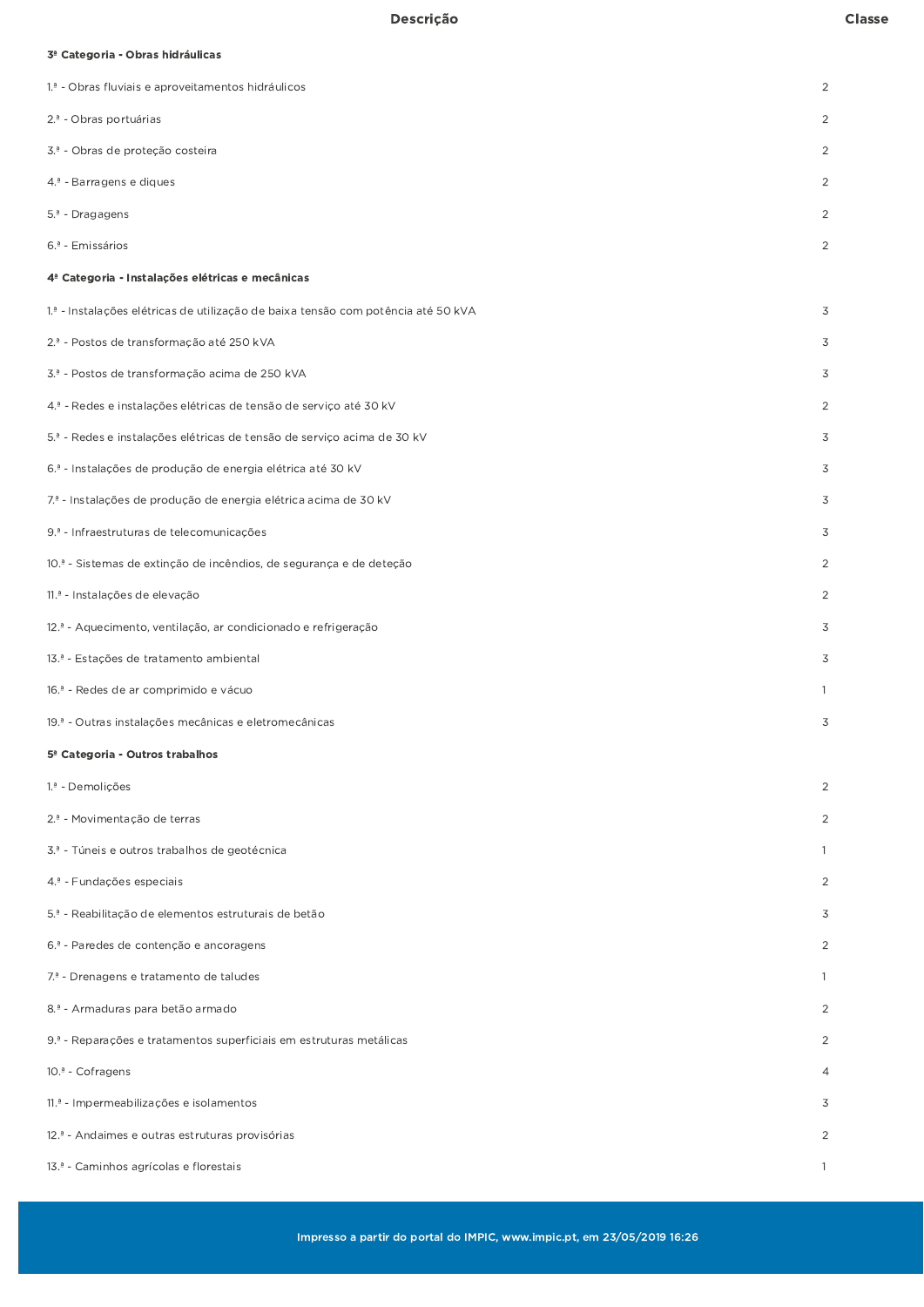| Descrição | Classe |
|---|---|
| **3ª Categoria - Obras hidráulicas** | |
| 1.ª - Obras fluviais e aproveitamentos hidráulicos | 2 |
| 2.ª - Obras portuárias | 2 |
| 3.ª - Obras de proteção costeira | 2 |
| 4.ª - Barragens e diques | 2 |
| 5.ª - Dragagens | 2 |
| 6.ª - Emissários | 2 |
| **4ª Categoria - Instalações elétricas e mecânicas** | |
| 1.ª - Instalações elétricas de utilização de baixa tensão com potência até 50 kVA | 3 |
| 2.ª - Postos de transformação até 250 kVA | 3 |
| 3.ª - Postos de transformação acima de 250 kVA | 3 |
| 4.ª - Redes e instalações elétricas de tensão de serviço até 30 kV | 2 |
| 5.ª - Redes e instalações elétricas de tensão de serviço acima de 30 kV | 3 |
| 6.ª - Instalações de produção de energia elétrica até 30 kV | 3 |
| 7.ª - Instalações de produção de energia elétrica acima de 30 kV | 3 |
| 9.ª - Infraestruturas de telecomunicações | 3 |
| 10.ª - Sistemas de extinção de incêndios, de segurança e de deteção | 2 |
| 11.ª - Instalações de elevação | 2 |
| 12.ª - Aquecimento, ventilação, ar condicionado e refrigeração | 3 |
| 13.ª - Estações de tratamento ambiental | 3 |
| 16.ª - Redes de ar comprimido e vácuo | 1 |
| 19.ª - Outras instalações mecânicas e eletromecânicas | 3 |
| **5ª Categoria - Outros trabalhos** | |
| 1.ª - Demolições | 2 |
| 2.ª - Movimentação de terras | 2 |
| 3.ª - Túneis e outros trabalhos de geotécnica | 1 |
| 4.ª - Fundações especiais | 2 |
| 5.ª - Reabilitação de elementos estruturais de betão | 3 |
| 6.ª - Paredes de contenção e ancoragens | 2 |
| 7.ª - Drenagens e tratamento de taludes | 1 |
| 8.ª - Armaduras para betão armado | 2 |
| 9.ª - Reparações e tratamentos superficiais em estruturas metálicas | 2 |
| 10.ª - Cofragens | 4 |
| 11.ª - Impermeabilizações e isolamentos | 3 |
| 12.ª - Andaimes e outras estruturas provisórias | 2 |
| 13.ª - Caminhos agrícolas e florestais | 1 |